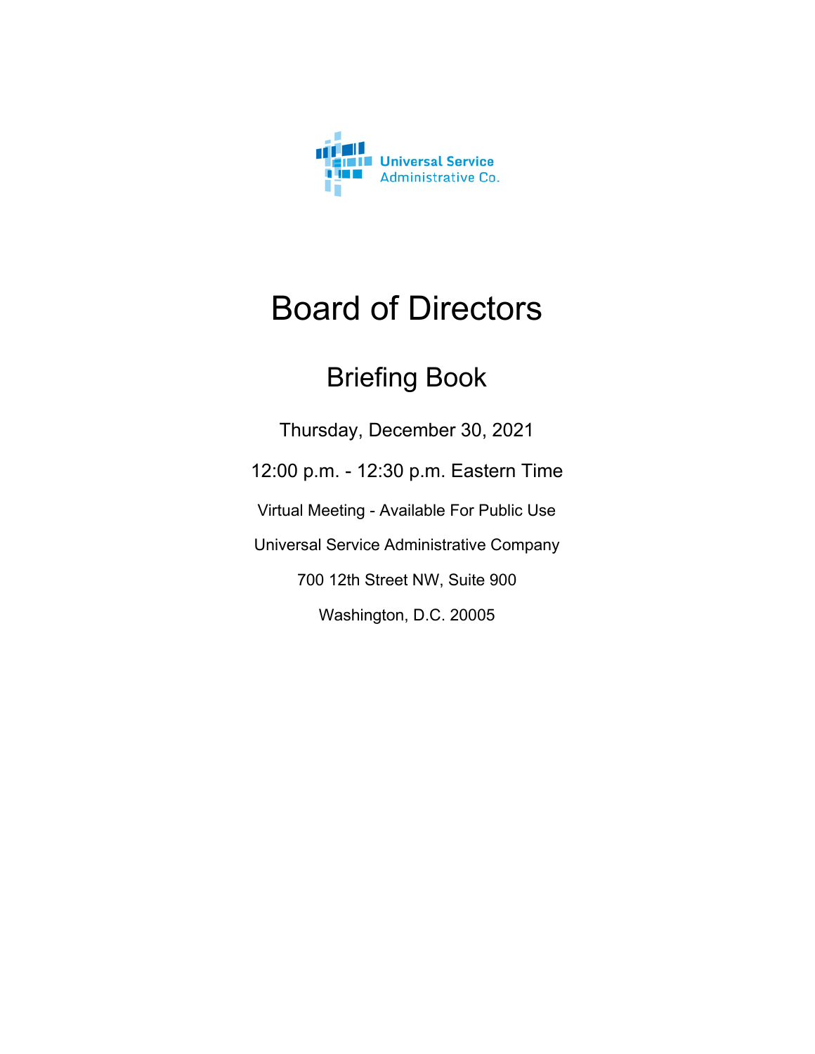Universal Service
Administrative Co.

# Board of Directors

## Briefing Book

Thursday, December 30, 2021

12:00 p.m. - 12:30 p.m. Eastern Time

Virtual Meeting - Available For Public Use

Universal Service Administrative Company

700 12th Street NW, Suite 900

Washington, D.C. 20005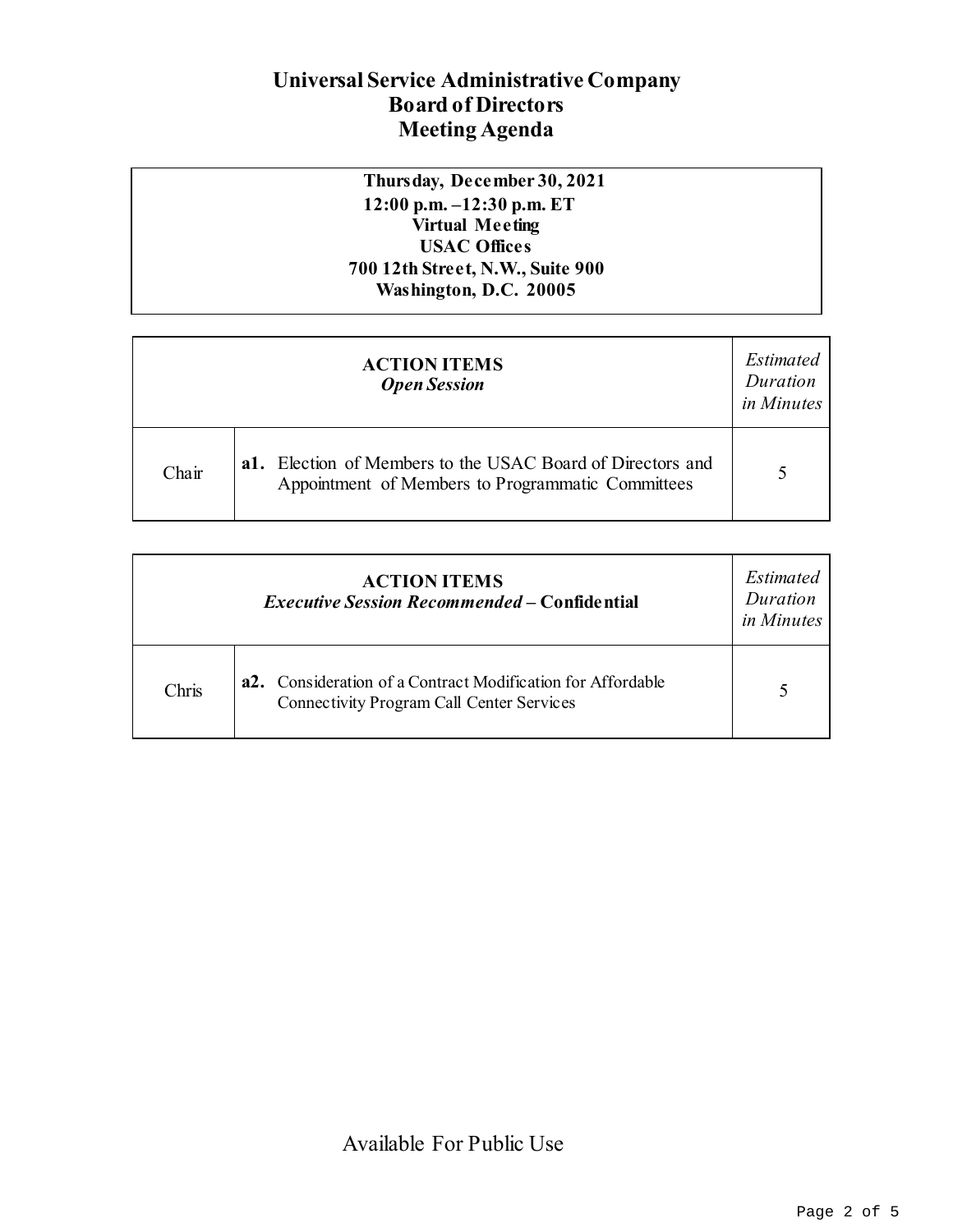# Universal Service Administrative Company
## Board of Directors
## Meeting Agenda

| **Thursday, December 30, 2021**<br>**12:00 p.m. –12:30 p.m. ET**<br>**Virtual Meeting**<br>**USAC Offices**<br>**700 12th Street, N.W., Suite 900**<br>**Washington, D.C. 20005** |
|---|

| **ACTION ITEMS**<br>***Open Session*** | | *Estimated Duration in Minutes* |
|---|---|---|
| Chair | **a1.** Election of Members to the USAC Board of Directors and Appointment of Members to Programmatic Committees | 5 |

| **ACTION ITEMS**<br>***Executive Session Recommended* – Confidential** | | *Estimated Duration in Minutes* |
|---|---|---|
| Chris | **a2.** Consideration of a Contract Modification for Affordable Connectivity Program Call Center Services | 5 |

Available For Public Use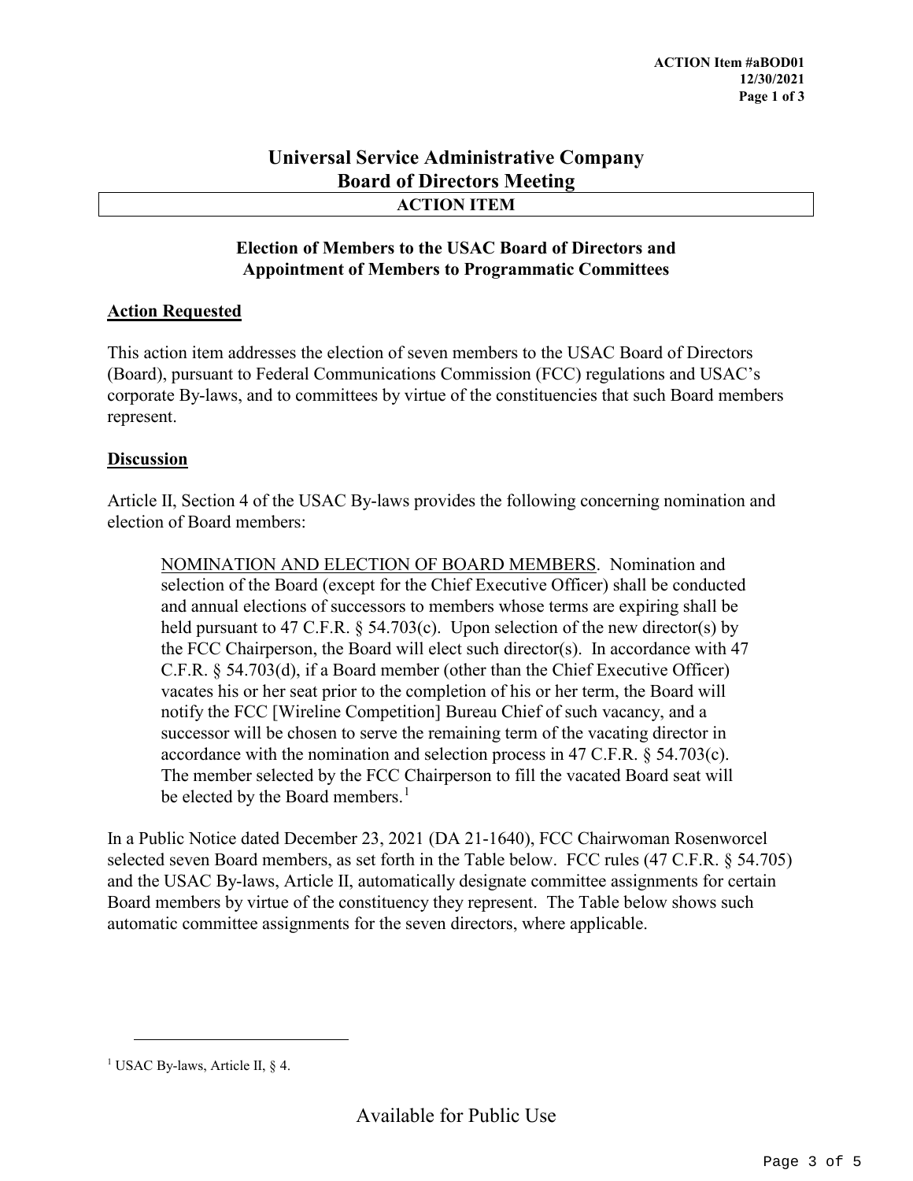# Universal Service Administrative Company
## Board of Directors Meeting
### ACTION ITEM

**Election of Members to the USAC Board of Directors and Appointment of Members to Programmatic Committees**

**Action Requested**

This action item addresses the election of seven members to the USAC Board of Directors (Board), pursuant to Federal Communications Commission (FCC) regulations and USAC's corporate By-laws, and to committees by virtue of the constituencies that such Board members represent.

**Discussion**

Article II, Section 4 of the USAC By-laws provides the following concerning nomination and election of Board members:

> NOMINATION AND ELECTION OF BOARD MEMBERS. Nomination and selection of the Board (except for the Chief Executive Officer) shall be conducted and annual elections of successors to members whose terms are expiring shall be held pursuant to 47 C.F.R. § 54.703(c). Upon selection of the new director(s) by the FCC Chairperson, the Board will elect such director(s). In accordance with 47 C.F.R. § 54.703(d), if a Board member (other than the Chief Executive Officer) vacates his or her seat prior to the completion of his or her term, the Board will notify the FCC [Wireline Competition] Bureau Chief of such vacancy, and a successor will be chosen to serve the remaining term of the vacating director in accordance with the nomination and selection process in 47 C.F.R. § 54.703(c). The member selected by the FCC Chairperson to fill the vacated Board seat will be elected by the Board members.[1]

In a Public Notice dated December 23, 2021 (DA 21-1640), FCC Chairwoman Rosenworcel selected seven Board members, as set forth in the Table below. FCC rules (47 C.F.R. § 54.705) and the USAC By-laws, Article II, automatically designate committee assignments for certain Board members by virtue of the constituency they represent. The Table below shows such automatic committee assignments for the seven directors, where applicable.

[1] USAC By-laws, Article II, § 4.

Available for Public Use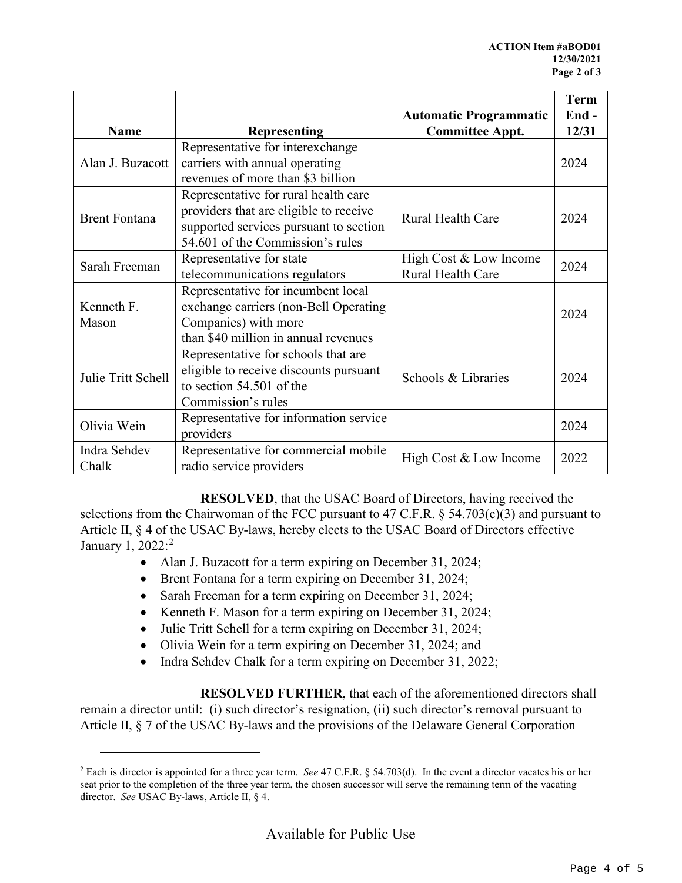| Name | Representing | Automatic Programmatic Committee Appt. | Term End - 12/31 |
|---|---|---|---|
| Alan J. Buzacott | Representative for interexchange carriers with annual operating revenues of more than $3 billion | | 2024 |
| Brent Fontana | Representative for rural health care providers that are eligible to receive supported services pursuant to section 54.601 of the Commission's rules | Rural Health Care | 2024 |
| Sarah Freeman | Representative for state telecommunications regulators | High Cost & Low Income Rural Health Care | 2024 |
| Kenneth F. Mason | Representative for incumbent local exchange carriers (non-Bell Operating Companies) with more than $40 million in annual revenues | | 2024 |
| Julie Tritt Schell | Representative for schools that are eligible to receive discounts pursuant to section 54.501 of the Commission's rules | Schools & Libraries | 2024 |
| Olivia Wein | Representative for information service providers | | 2024 |
| Indra Sehdev Chalk | Representative for commercial mobile radio service providers | High Cost & Low Income | 2022 |

**RESOLVED**, that the USAC Board of Directors, having received the selections from the Chairwoman of the FCC pursuant to 47 C.F.R. § 54.703(c)(3) and pursuant to Article II, § 4 of the USAC By-laws, hereby elects to the USAC Board of Directors effective January 1, 2022:[2]

- Alan J. Buzacott for a term expiring on December 31, 2024;
- Brent Fontana for a term expiring on December 31, 2024;
- Sarah Freeman for a term expiring on December 31, 2024;
- Kenneth F. Mason for a term expiring on December 31, 2024;
- Julie Tritt Schell for a term expiring on December 31, 2024;
- Olivia Wein for a term expiring on December 31, 2024; and
- Indra Sehdev Chalk for a term expiring on December 31, 2022;

**RESOLVED FURTHER**, that each of the aforementioned directors shall remain a director until: (i) such director's resignation, (ii) such director's removal pursuant to Article II, § 7 of the USAC By-laws and the provisions of the Delaware General Corporation

[2] Each is director is appointed for a three year term. *See* 47 C.F.R. § 54.703(d). In the event a director vacates his or her seat prior to the completion of the three year term, the chosen successor will serve the remaining term of the vacating director. *See* USAC By-laws, Article II, § 4.

Available for Public Use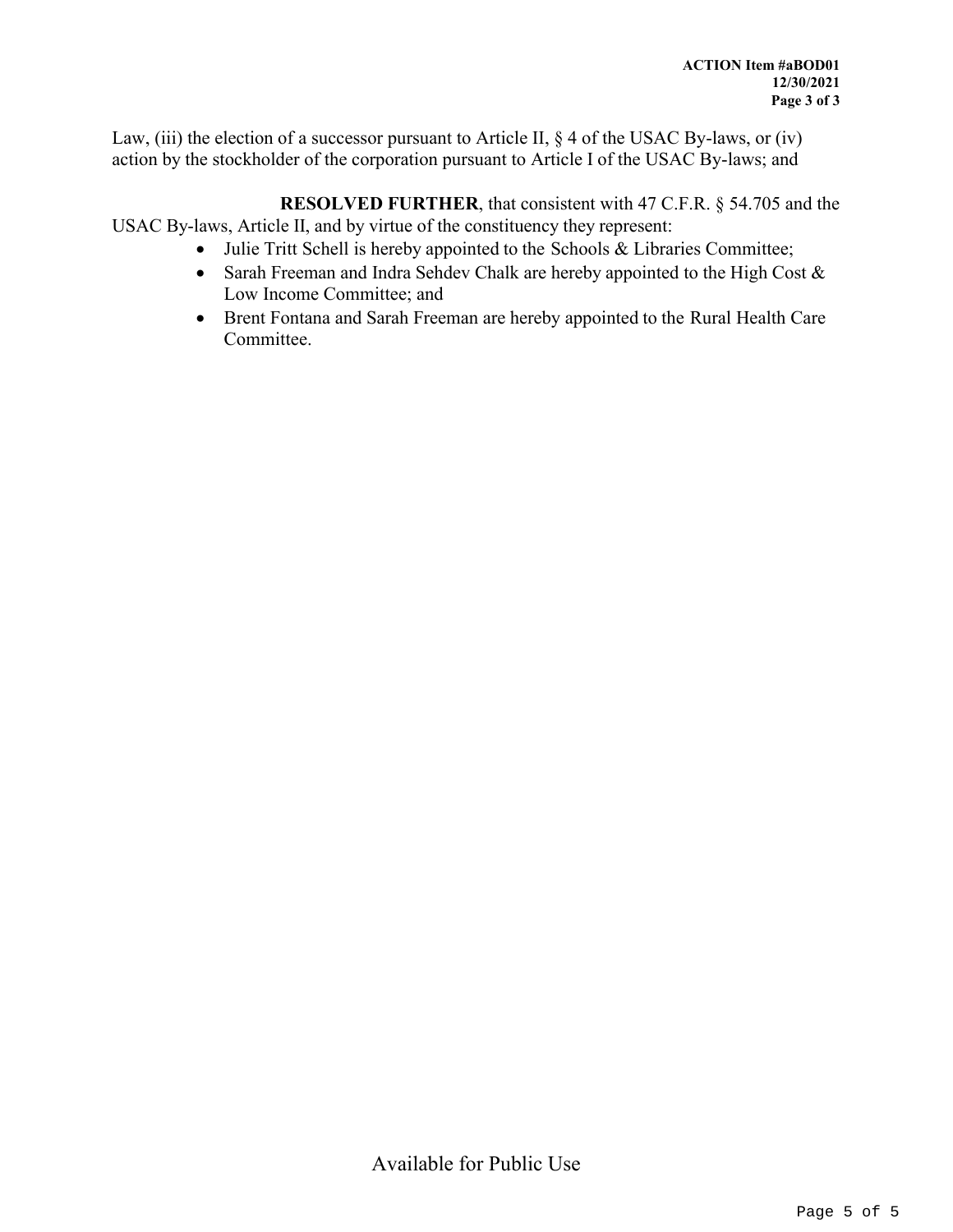Law, (iii) the election of a successor pursuant to Article II, § 4 of the USAC By-laws, or (iv) action by the stockholder of the corporation pursuant to Article I of the USAC By-laws; and

**RESOLVED FURTHER**, that consistent with 47 C.F.R. § 54.705 and the USAC By-laws, Article II, and by virtue of the constituency they represent:

- Julie Tritt Schell is hereby appointed to the Schools & Libraries Committee;
- Sarah Freeman and Indra Sehdev Chalk are hereby appointed to the High Cost & Low Income Committee; and
- Brent Fontana and Sarah Freeman are hereby appointed to the Rural Health Care Committee.

Available for Public Use